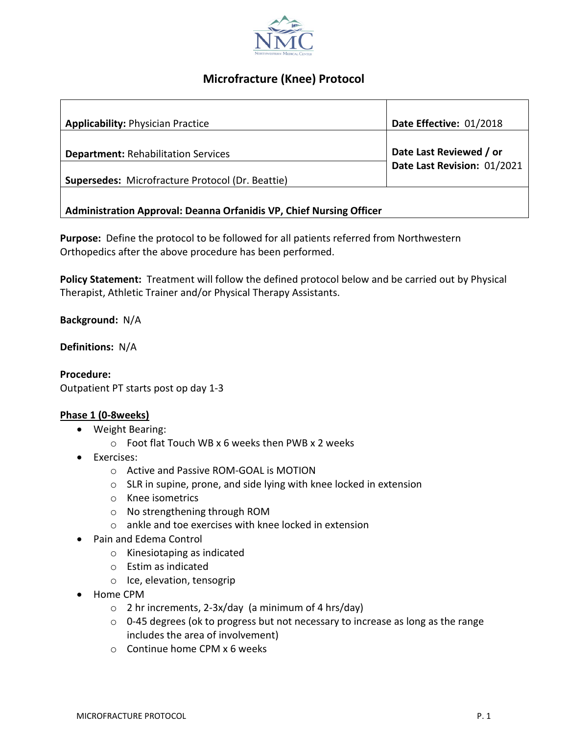# Microfracture (Knee) Protocol

| | |
|---|---|
| **Applicability:** Physician Practice | **Date Effective:** 01/2018 |
| **Department:** Rehabilitation Services | **Date Last Reviewed / or Date Last Revision:** 01/2021 |
| **Supersedes:** Microfracture Protocol (Dr. Beattie) | |
| **Administration Approval: Deanna Orfanidis VP, Chief Nursing Officer** | |

**Purpose:** Define the protocol to be followed for all patients referred from Northwestern Orthopedics after the above procedure has been performed.

**Policy Statement:** Treatment will follow the defined protocol below and be carried out by Physical Therapist, Athletic Trainer and/or Physical Therapy Assistants.

**Background:** N/A

**Definitions:** N/A

**Procedure:**
Outpatient PT starts post op day 1-3

**Phase 1 (0-8weeks)**

- Weight Bearing:
  - Foot flat Touch WB x 6 weeks then PWB x 2 weeks
- Exercises:
  - Active and Passive ROM-GOAL is MOTION
  - SLR in supine, prone, and side lying with knee locked in extension
  - Knee isometrics
  - No strengthening through ROM
  - ankle and toe exercises with knee locked in extension
- Pain and Edema Control
  - Kinesiotaping as indicated
  - Estim as indicated
  - Ice, elevation, tensogrip
- Home CPM
  - 2 hr increments, 2-3x/day (a minimum of 4 hrs/day)
  - 0-45 degrees (ok to progress but not necessary to increase as long as the range includes the area of involvement)
  - Continue home CPM x 6 weeks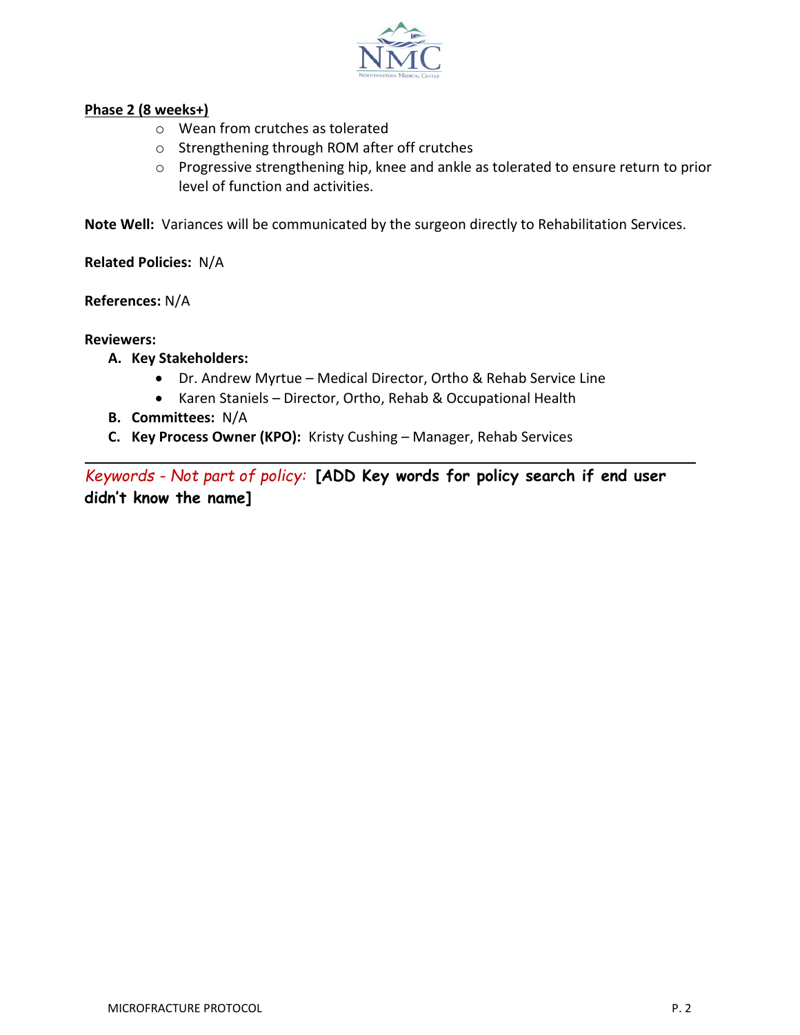**Phase 2 (8 weeks+)**

- Wean from crutches as tolerated
- Strengthening through ROM after off crutches
- Progressive strengthening hip, knee and ankle as tolerated to ensure return to prior level of function and activities.

**Note Well:** Variances will be communicated by the surgeon directly to Rehabilitation Services.

**Related Policies:** N/A

**References:** N/A

**Reviewers:**

A. **Key Stakeholders:**
    - Dr. Andrew Myrtue – Medical Director, Ortho & Rehab Service Line
    - Karen Staniels – Director, Ortho, Rehab & Occupational Health
B. **Committees:** N/A
C. **Key Process Owner (KPO):** Kristy Cushing – Manager, Rehab Services

---

*Keywords - Not part of policy:* **[ADD Key words for policy search if end user didn't know the name]**